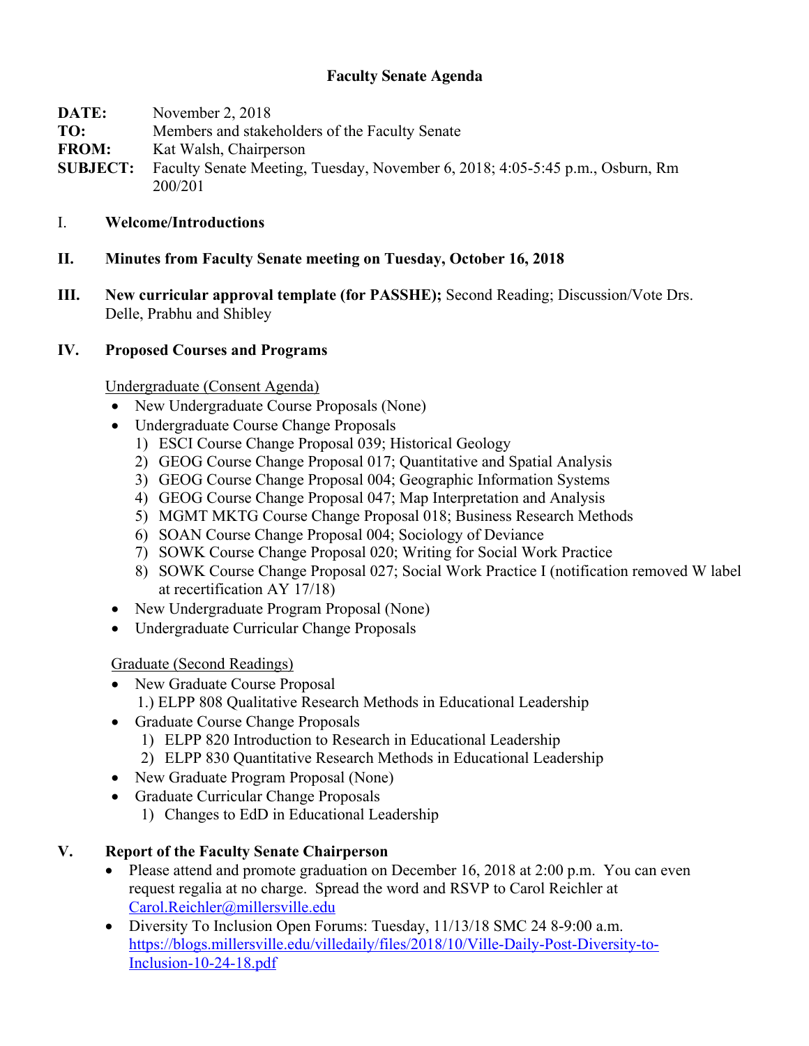# Faculty Senate Agenda

**DATE:** November 2, 2018
**TO:** Members and stakeholders of the Faculty Senate
**FROM:** Kat Walsh, Chairperson
**SUBJECT:** Faculty Senate Meeting, Tuesday, November 6, 2018; 4:05-5:45 p.m., Osburn, Rm 200/201

I. **Welcome/Introductions**

**II. Minutes from Faculty Senate meeting on Tuesday, October 16, 2018**

**III. New curricular approval template (for PASSHE);** Second Reading; Discussion/Vote Drs. Delle, Prabhu and Shibley

**IV. Proposed Courses and Programs**

<u>Undergraduate (Consent Agenda)</u>

- New Undergraduate Course Proposals (None)
- Undergraduate Course Change Proposals
  1) ESCI Course Change Proposal 039; Historical Geology
  2) GEOG Course Change Proposal 017; Quantitative and Spatial Analysis
  3) GEOG Course Change Proposal 004; Geographic Information Systems
  4) GEOG Course Change Proposal 047; Map Interpretation and Analysis
  5) MGMT MKTG Course Change Proposal 018; Business Research Methods
  6) SOAN Course Change Proposal 004; Sociology of Deviance
  7) SOWK Course Change Proposal 020; Writing for Social Work Practice
  8) SOWK Course Change Proposal 027; Social Work Practice I (notification removed W label at recertification AY 17/18)
- New Undergraduate Program Proposal (None)
- Undergraduate Curricular Change Proposals

<u>Graduate (Second Readings)</u>

- New Graduate Course Proposal
  1.) ELPP 808 Qualitative Research Methods in Educational Leadership
- Graduate Course Change Proposals
  1) ELPP 820 Introduction to Research in Educational Leadership
  2) ELPP 830 Quantitative Research Methods in Educational Leadership
- New Graduate Program Proposal (None)
- Graduate Curricular Change Proposals
  1) Changes to EdD in Educational Leadership

**V. Report of the Faculty Senate Chairperson**

- Please attend and promote graduation on December 16, 2018 at 2:00 p.m. You can even request regalia at no charge. Spread the word and RSVP to Carol Reichler at [Carol.Reichler@millersville.edu](mailto:Carol.Reichler@millersville.edu)
- Diversity To Inclusion Open Forums: Tuesday, 11/13/18 SMC 24 8-9:00 a.m. [https://blogs.millersville.edu/villedaily/files/2018/10/Ville-Daily-Post-Diversity-to-Inclusion-10-24-18.pdf](https://blogs.millersville.edu/villedaily/files/2018/10/Ville-Daily-Post-Diversity-to-Inclusion-10-24-18.pdf)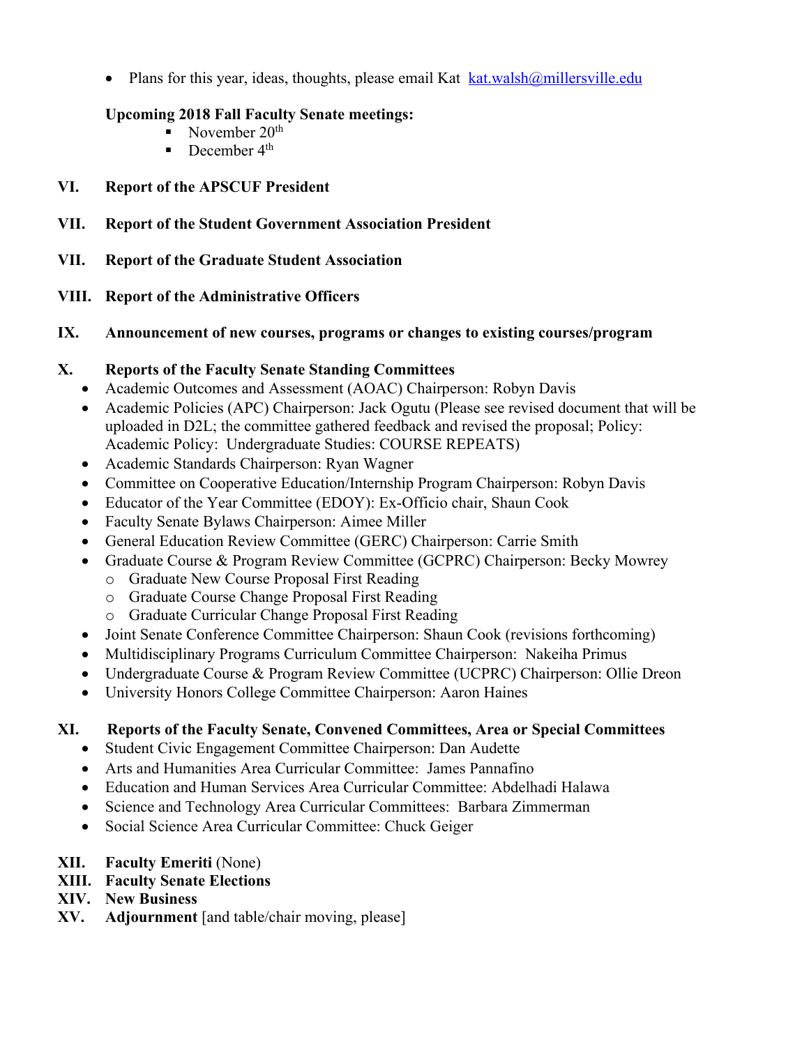- Plans for this year, ideas, thoughts, please email Kat kat.walsh@millersville.edu

**Upcoming 2018 Fall Faculty Senate meetings:**

- November 20th
- December 4th

**VI. Report of the APSCUF President**

**VII. Report of the Student Government Association President**

**VII. Report of the Graduate Student Association**

**VIII. Report of the Administrative Officers**

**IX. Announcement of new courses, programs or changes to existing courses/program**

**X. Reports of the Faculty Senate Standing Committees**

- Academic Outcomes and Assessment (AOAC) Chairperson: Robyn Davis
- Academic Policies (APC) Chairperson: Jack Ogutu (Please see revised document that will be uploaded in D2L; the committee gathered feedback and revised the proposal; Policy: Academic Policy: Undergraduate Studies: COURSE REPEATS)
- Academic Standards Chairperson: Ryan Wagner
- Committee on Cooperative Education/Internship Program Chairperson: Robyn Davis
- Educator of the Year Committee (EDOY): Ex-Officio chair, Shaun Cook
- Faculty Senate Bylaws Chairperson: Aimee Miller
- General Education Review Committee (GERC) Chairperson: Carrie Smith
- Graduate Course & Program Review Committee (GCPRC) Chairperson: Becky Mowrey
  - Graduate New Course Proposal First Reading
  - Graduate Course Change Proposal First Reading
  - Graduate Curricular Change Proposal First Reading
- Joint Senate Conference Committee Chairperson: Shaun Cook (revisions forthcoming)
- Multidisciplinary Programs Curriculum Committee Chairperson: Nakeiha Primus
- Undergraduate Course & Program Review Committee (UCPRC) Chairperson: Ollie Dreon
- University Honors College Committee Chairperson: Aaron Haines

**XI. Reports of the Faculty Senate, Convened Committees, Area or Special Committees**

- Student Civic Engagement Committee Chairperson: Dan Audette
- Arts and Humanities Area Curricular Committee: James Pannafino
- Education and Human Services Area Curricular Committee: Abdelhadi Halawa
- Science and Technology Area Curricular Committees: Barbara Zimmerman
- Social Science Area Curricular Committee: Chuck Geiger

**XII. Faculty Emeriti** (None)
**XIII. Faculty Senate Elections**
**XIV. New Business**
**XV. Adjournment** [and table/chair moving, please]